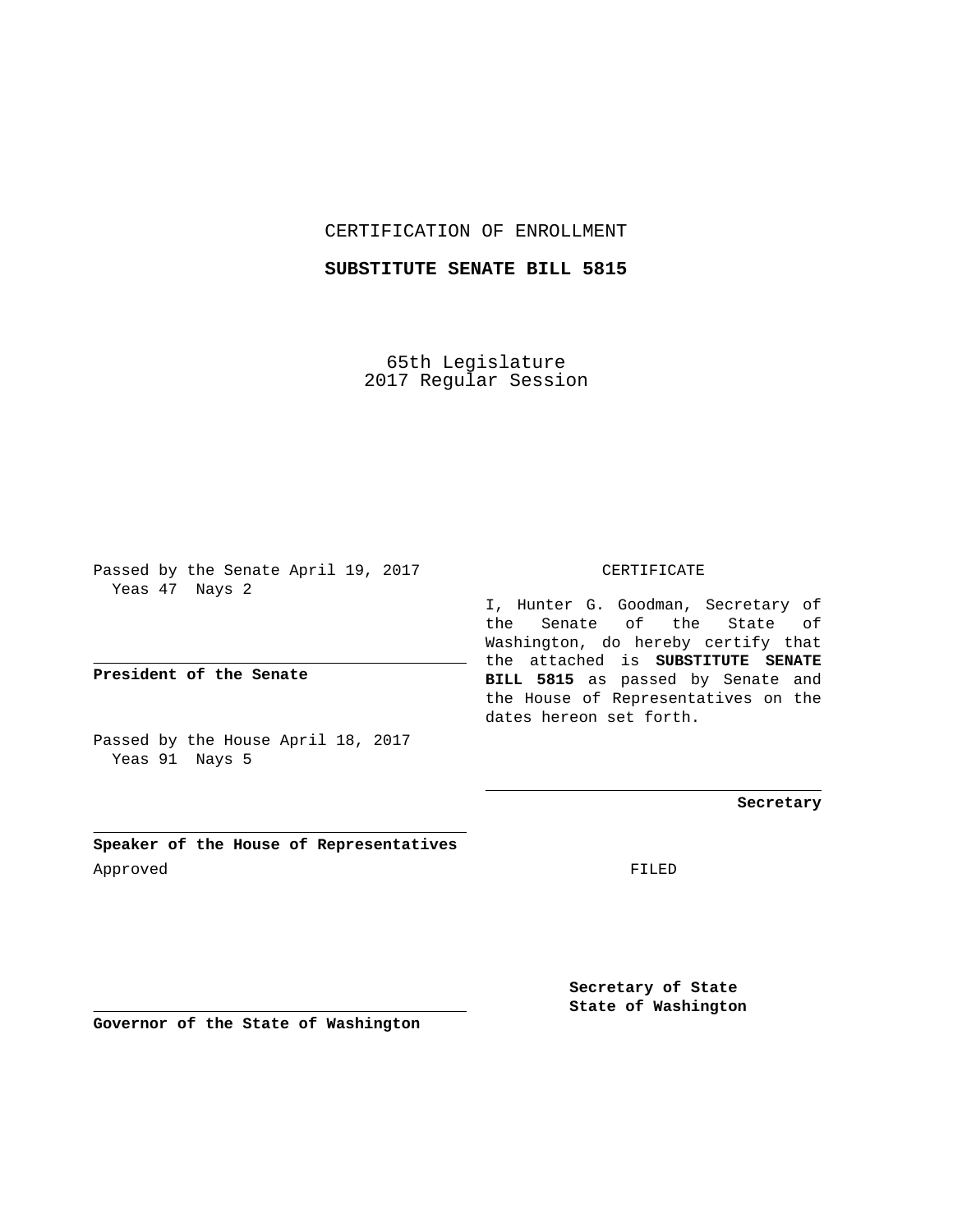CERTIFICATION OF ENROLLMENT

**SUBSTITUTE SENATE BILL 5815**

65th Legislature
2017 Regular Session

Passed by the Senate April 19, 2017
Yeas 47 Nays 2

**President of the Senate**

Passed by the House April 18, 2017
Yeas 91 Nays 5

**Speaker of the House of Representatives**

Approved

**Governor of the State of Washington**

CERTIFICATE

I, Hunter G. Goodman, Secretary of the Senate of the State of Washington, do hereby certify that the attached is **SUBSTITUTE SENATE BILL 5815** as passed by Senate and the House of Representatives on the dates hereon set forth.

**Secretary**

FILED

**Secretary of State**
**State of Washington**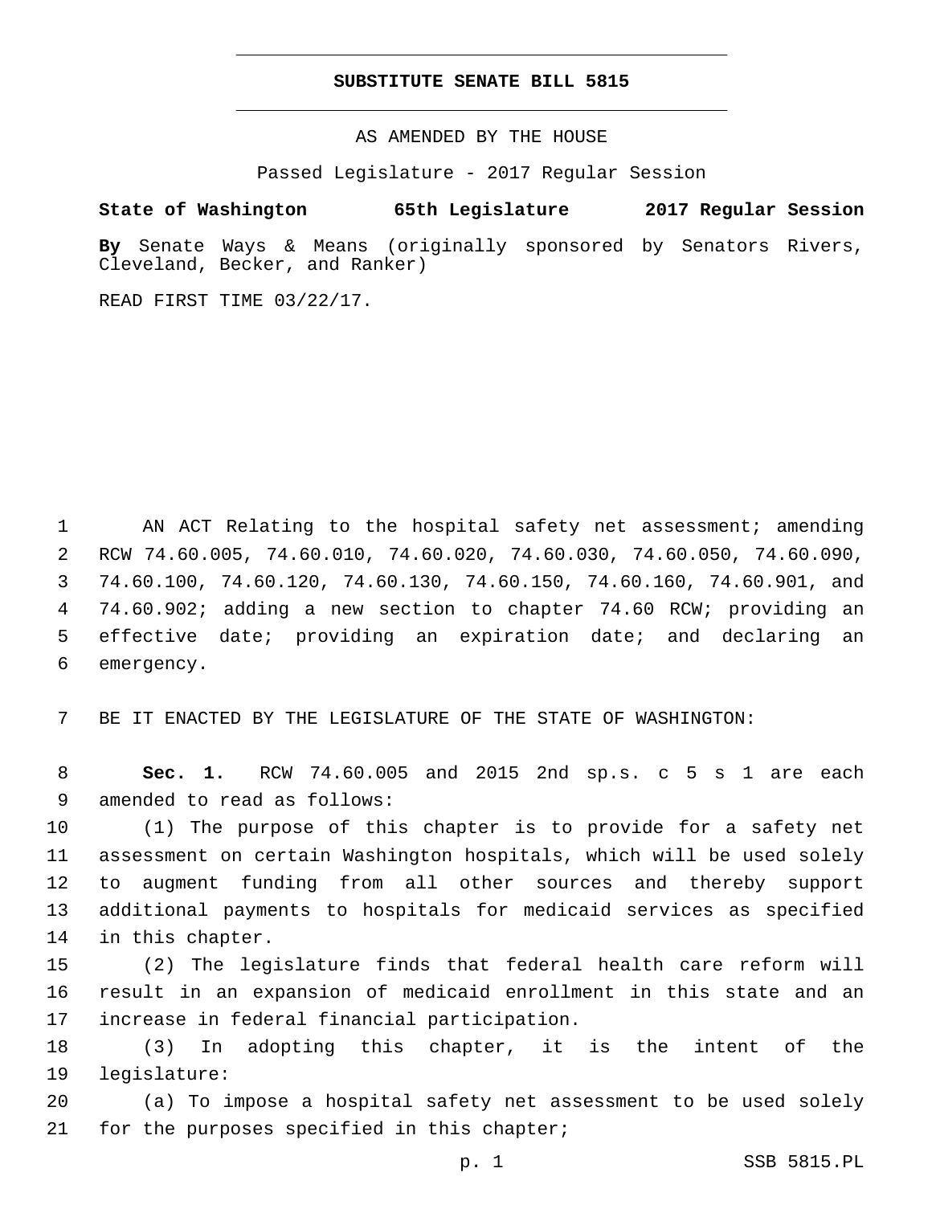# SUBSTITUTE SENATE BILL 5815

AS AMENDED BY THE HOUSE

Passed Legislature - 2017 Regular Session

**State of Washington 65th Legislature 2017 Regular Session**

**By** Senate Ways & Means (originally sponsored by Senators Rivers, Cleveland, Becker, and Ranker)

READ FIRST TIME 03/22/17.

AN ACT Relating to the hospital safety net assessment; amending RCW 74.60.005, 74.60.010, 74.60.020, 74.60.030, 74.60.050, 74.60.090, 74.60.100, 74.60.120, 74.60.130, 74.60.150, 74.60.160, 74.60.901, and 74.60.902; adding a new section to chapter 74.60 RCW; providing an effective date; providing an expiration date; and declaring an emergency.

BE IT ENACTED BY THE LEGISLATURE OF THE STATE OF WASHINGTON:

**Sec. 1.** RCW 74.60.005 and 2015 2nd sp.s. c 5 s 1 are each amended to read as follows:

(1) The purpose of this chapter is to provide for a safety net assessment on certain Washington hospitals, which will be used solely to augment funding from all other sources and thereby support additional payments to hospitals for medicaid services as specified in this chapter.

(2) The legislature finds that federal health care reform will result in an expansion of medicaid enrollment in this state and an increase in federal financial participation.

(3) In adopting this chapter, it is the intent of the legislature:

(a) To impose a hospital safety net assessment to be used solely for the purposes specified in this chapter;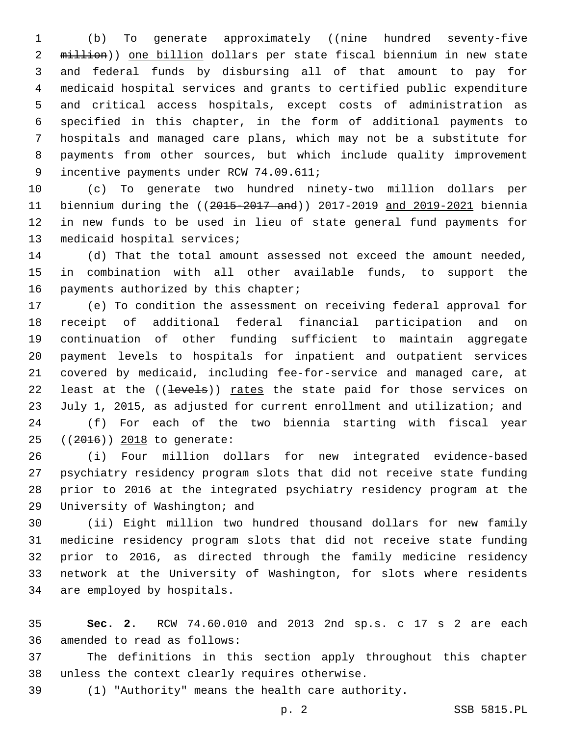(b) To generate approximately ((~~nine hundred seventy-five million~~)) one billion dollars per state fiscal biennium in new state and federal funds by disbursing all of that amount to pay for medicaid hospital services and grants to certified public expenditure and critical access hospitals, except costs of administration as specified in this chapter, in the form of additional payments to hospitals and managed care plans, which may not be a substitute for payments from other sources, but which include quality improvement incentive payments under RCW 74.09.611;

(c) To generate two hundred ninety-two million dollars per biennium during the ((~~2015-2017 and~~)) 2017-2019 and 2019-2021 biennia in new funds to be used in lieu of state general fund payments for medicaid hospital services;

(d) That the total amount assessed not exceed the amount needed, in combination with all other available funds, to support the payments authorized by this chapter;

(e) To condition the assessment on receiving federal approval for receipt of additional federal financial participation and on continuation of other funding sufficient to maintain aggregate payment levels to hospitals for inpatient and outpatient services covered by medicaid, including fee-for-service and managed care, at least at the ((~~levels~~)) rates the state paid for those services on July 1, 2015, as adjusted for current enrollment and utilization; and

(f) For each of the two biennia starting with fiscal year ((~~2016~~)) 2018 to generate:

(i) Four million dollars for new integrated evidence-based psychiatry residency program slots that did not receive state funding prior to 2016 at the integrated psychiatry residency program at the University of Washington; and

(ii) Eight million two hundred thousand dollars for new family medicine residency program slots that did not receive state funding prior to 2016, as directed through the family medicine residency network at the University of Washington, for slots where residents are employed by hospitals.

**Sec. 2.** RCW 74.60.010 and 2013 2nd sp.s. c 17 s 2 are each amended to read as follows:

The definitions in this section apply throughout this chapter unless the context clearly requires otherwise.

(1) "Authority" means the health care authority.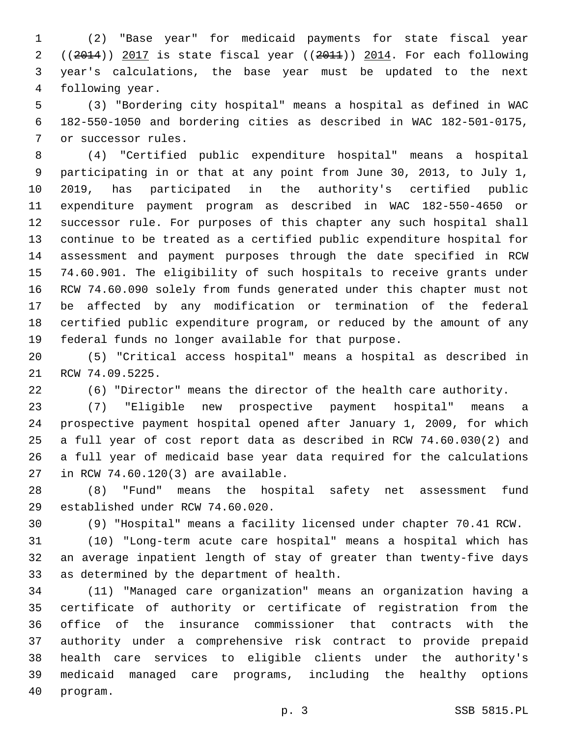(2) "Base year" for medicaid payments for state fiscal year ((~~2014~~)) 2017 is state fiscal year ((~~2011~~)) 2014. For each following year's calculations, the base year must be updated to the next following year.

(3) "Bordering city hospital" means a hospital as defined in WAC 182-550-1050 and bordering cities as described in WAC 182-501-0175, or successor rules.

(4) "Certified public expenditure hospital" means a hospital participating in or that at any point from June 30, 2013, to July 1, 2019, has participated in the authority's certified public expenditure payment program as described in WAC 182-550-4650 or successor rule. For purposes of this chapter any such hospital shall continue to be treated as a certified public expenditure hospital for assessment and payment purposes through the date specified in RCW 74.60.901. The eligibility of such hospitals to receive grants under RCW 74.60.090 solely from funds generated under this chapter must not be affected by any modification or termination of the federal certified public expenditure program, or reduced by the amount of any federal funds no longer available for that purpose.

(5) "Critical access hospital" means a hospital as described in RCW 74.09.5225.

(6) "Director" means the director of the health care authority.

(7) "Eligible new prospective payment hospital" means a prospective payment hospital opened after January 1, 2009, for which a full year of cost report data as described in RCW 74.60.030(2) and a full year of medicaid base year data required for the calculations in RCW 74.60.120(3) are available.

(8) "Fund" means the hospital safety net assessment fund established under RCW 74.60.020.

(9) "Hospital" means a facility licensed under chapter 70.41 RCW.

(10) "Long-term acute care hospital" means a hospital which has an average inpatient length of stay of greater than twenty-five days as determined by the department of health.

(11) "Managed care organization" means an organization having a certificate of authority or certificate of registration from the office of the insurance commissioner that contracts with the authority under a comprehensive risk contract to provide prepaid health care services to eligible clients under the authority's medicaid managed care programs, including the healthy options program.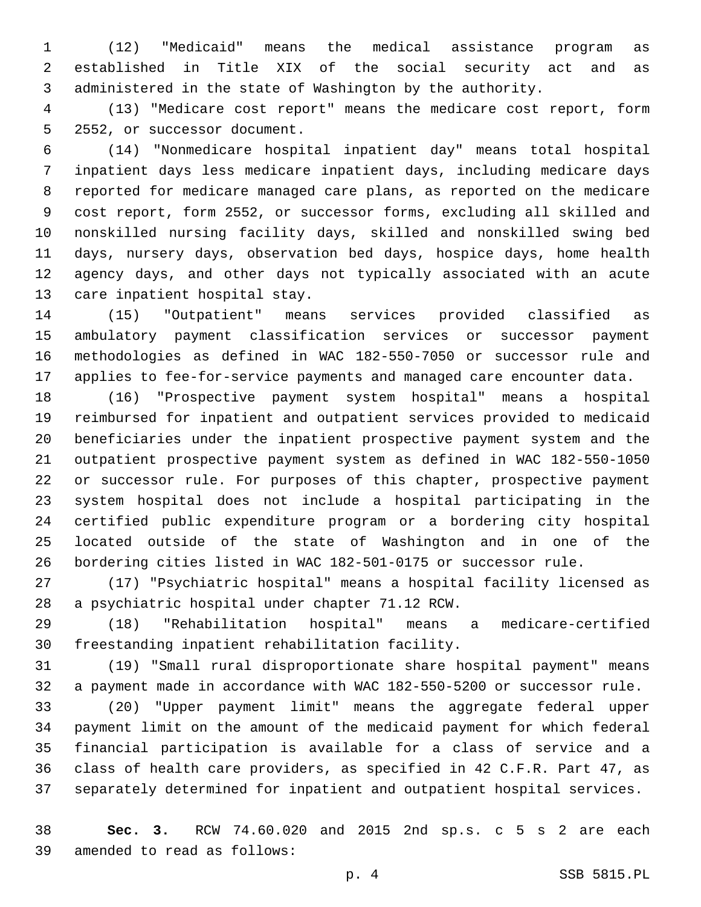(12) "Medicaid" means the medical assistance program as established in Title XIX of the social security act and as administered in the state of Washington by the authority.

(13) "Medicare cost report" means the medicare cost report, form 2552, or successor document.

(14) "Nonmedicare hospital inpatient day" means total hospital inpatient days less medicare inpatient days, including medicare days reported for medicare managed care plans, as reported on the medicare cost report, form 2552, or successor forms, excluding all skilled and nonskilled nursing facility days, skilled and nonskilled swing bed days, nursery days, observation bed days, hospice days, home health agency days, and other days not typically associated with an acute care inpatient hospital stay.

(15) "Outpatient" means services provided classified as ambulatory payment classification services or successor payment methodologies as defined in WAC 182-550-7050 or successor rule and applies to fee-for-service payments and managed care encounter data.

(16) "Prospective payment system hospital" means a hospital reimbursed for inpatient and outpatient services provided to medicaid beneficiaries under the inpatient prospective payment system and the outpatient prospective payment system as defined in WAC 182-550-1050 or successor rule. For purposes of this chapter, prospective payment system hospital does not include a hospital participating in the certified public expenditure program or a bordering city hospital located outside of the state of Washington and in one of the bordering cities listed in WAC 182-501-0175 or successor rule.

(17) "Psychiatric hospital" means a hospital facility licensed as a psychiatric hospital under chapter 71.12 RCW.

(18) "Rehabilitation hospital" means a medicare-certified freestanding inpatient rehabilitation facility.

(19) "Small rural disproportionate share hospital payment" means a payment made in accordance with WAC 182-550-5200 or successor rule.

(20) "Upper payment limit" means the aggregate federal upper payment limit on the amount of the medicaid payment for which federal financial participation is available for a class of service and a class of health care providers, as specified in 42 C.F.R. Part 47, as separately determined for inpatient and outpatient hospital services.

**Sec. 3.** RCW 74.60.020 and 2015 2nd sp.s. c 5 s 2 are each amended to read as follows: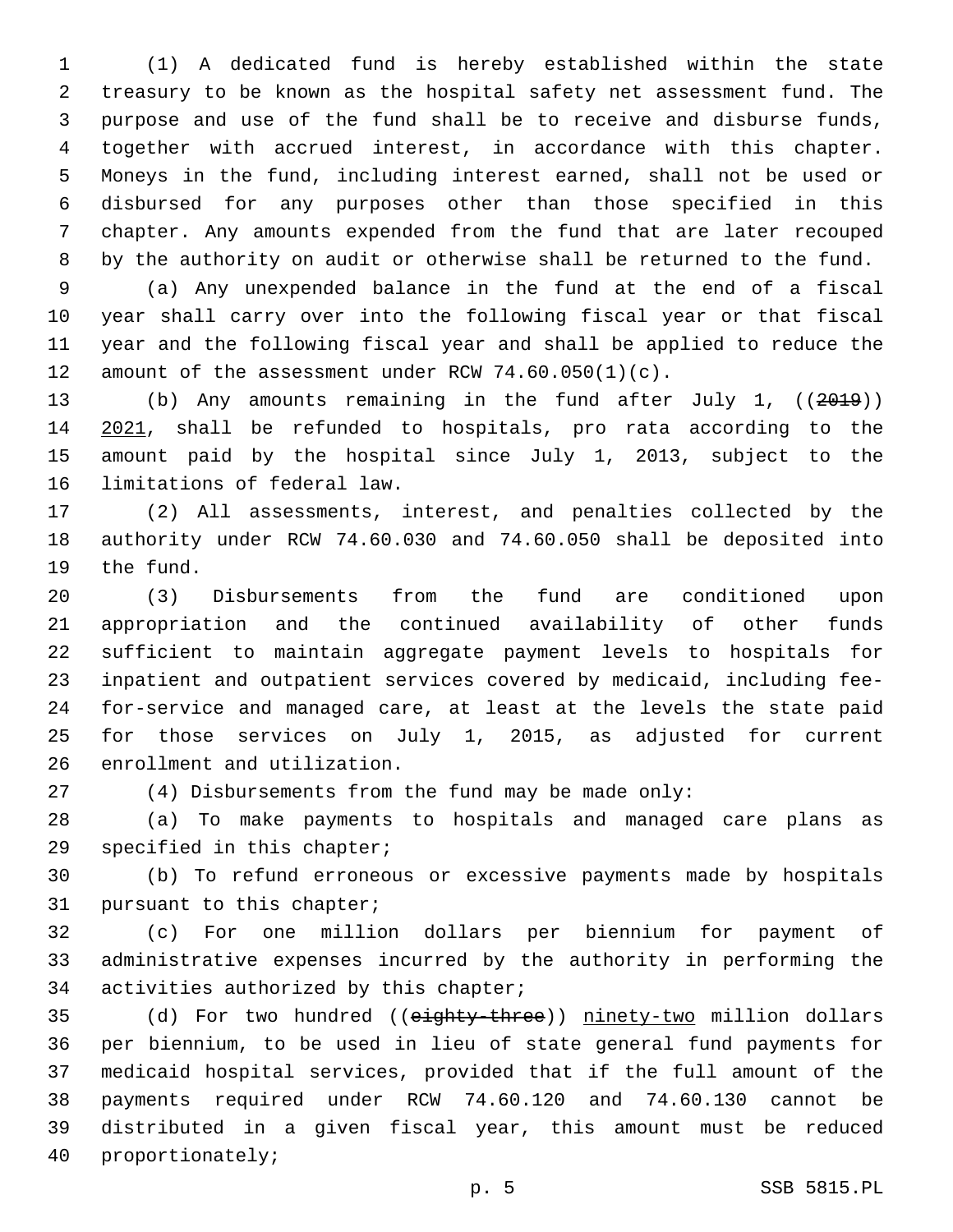(1) A dedicated fund is hereby established within the state treasury to be known as the hospital safety net assessment fund. The purpose and use of the fund shall be to receive and disburse funds, together with accrued interest, in accordance with this chapter. Moneys in the fund, including interest earned, shall not be used or disbursed for any purposes other than those specified in this chapter. Any amounts expended from the fund that are later recouped by the authority on audit or otherwise shall be returned to the fund.

(a) Any unexpended balance in the fund at the end of a fiscal year shall carry over into the following fiscal year or that fiscal year and the following fiscal year and shall be applied to reduce the amount of the assessment under RCW 74.60.050(1)(c).

(b) Any amounts remaining in the fund after July 1, ((~~2019~~)) 2021, shall be refunded to hospitals, pro rata according to the amount paid by the hospital since July 1, 2013, subject to the limitations of federal law.

(2) All assessments, interest, and penalties collected by the authority under RCW 74.60.030 and 74.60.050 shall be deposited into the fund.

(3) Disbursements from the fund are conditioned upon appropriation and the continued availability of other funds sufficient to maintain aggregate payment levels to hospitals for inpatient and outpatient services covered by medicaid, including fee-for-service and managed care, at least at the levels the state paid for those services on July 1, 2015, as adjusted for current enrollment and utilization.

(4) Disbursements from the fund may be made only:

(a) To make payments to hospitals and managed care plans as specified in this chapter;

(b) To refund erroneous or excessive payments made by hospitals pursuant to this chapter;

(c) For one million dollars per biennium for payment of administrative expenses incurred by the authority in performing the activities authorized by this chapter;

(d) For two hundred ((~~eighty-three~~)) ninety-two million dollars per biennium, to be used in lieu of state general fund payments for medicaid hospital services, provided that if the full amount of the payments required under RCW 74.60.120 and 74.60.130 cannot be distributed in a given fiscal year, this amount must be reduced proportionately;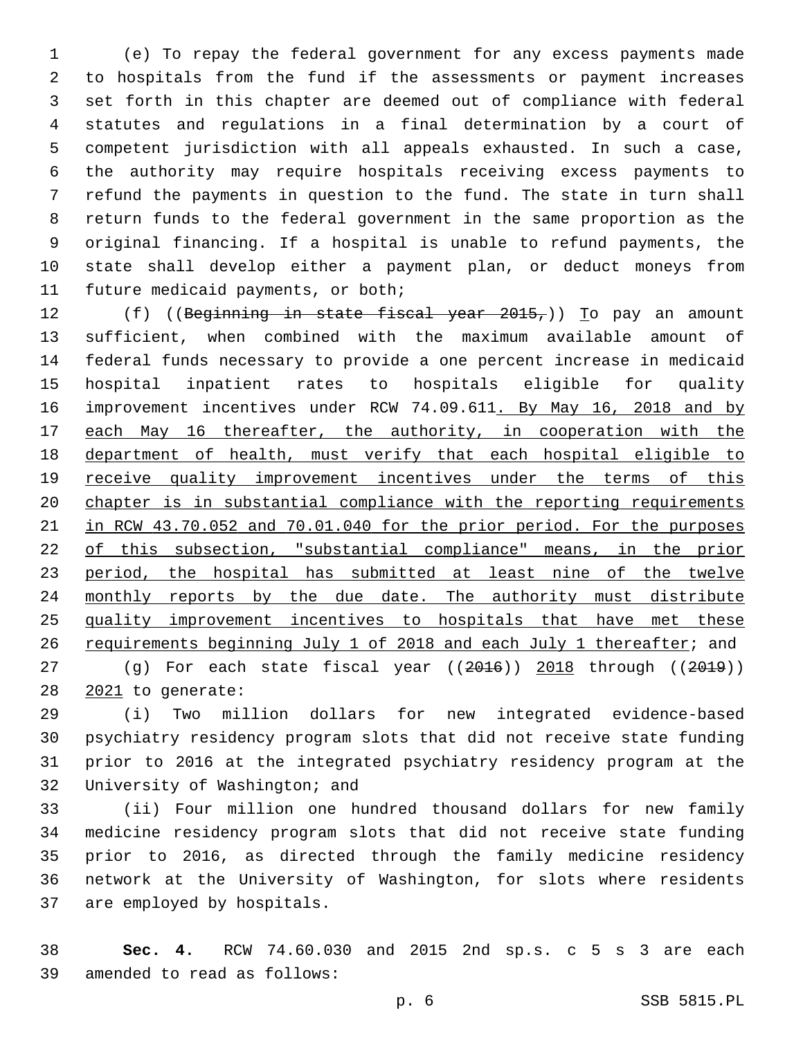(e) To repay the federal government for any excess payments made to hospitals from the fund if the assessments or payment increases set forth in this chapter are deemed out of compliance with federal statutes and regulations in a final determination by a court of competent jurisdiction with all appeals exhausted. In such a case, the authority may require hospitals receiving excess payments to refund the payments in question to the fund. The state in turn shall return funds to the federal government in the same proportion as the original financing. If a hospital is unable to refund payments, the state shall develop either a payment plan, or deduct moneys from future medicaid payments, or both;

(f) ((~~Beginning in state fiscal year 2015,~~)) To pay an amount sufficient, when combined with the maximum available amount of federal funds necessary to provide a one percent increase in medicaid hospital inpatient rates to hospitals eligible for quality improvement incentives under RCW 74.09.611. By May 16, 2018 and by each May 16 thereafter, the authority, in cooperation with the department of health, must verify that each hospital eligible to receive quality improvement incentives under the terms of this chapter is in substantial compliance with the reporting requirements in RCW 43.70.052 and 70.01.040 for the prior period. For the purposes of this subsection, "substantial compliance" means, in the prior period, the hospital has submitted at least nine of the twelve monthly reports by the due date. The authority must distribute quality improvement incentives to hospitals that have met these requirements beginning July 1 of 2018 and each July 1 thereafter; and

(g) For each state fiscal year ((~~2016~~)) 2018 through ((~~2019~~)) 2021 to generate:

(i) Two million dollars for new integrated evidence-based psychiatry residency program slots that did not receive state funding prior to 2016 at the integrated psychiatry residency program at the University of Washington; and

(ii) Four million one hundred thousand dollars for new family medicine residency program slots that did not receive state funding prior to 2016, as directed through the family medicine residency network at the University of Washington, for slots where residents are employed by hospitals.

**Sec. 4.** RCW 74.60.030 and 2015 2nd sp.s. c 5 s 3 are each amended to read as follows: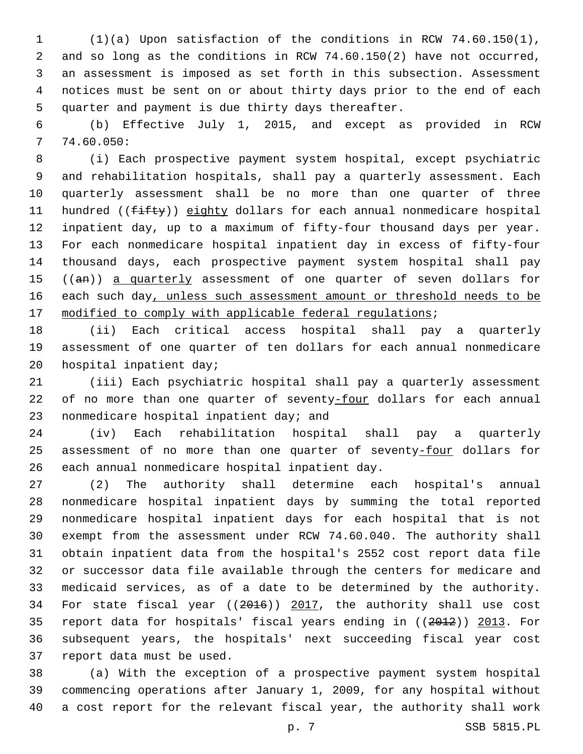(1)(a) Upon satisfaction of the conditions in RCW 74.60.150(1), and so long as the conditions in RCW 74.60.150(2) have not occurred, an assessment is imposed as set forth in this subsection. Assessment notices must be sent on or about thirty days prior to the end of each quarter and payment is due thirty days thereafter.

(b) Effective July 1, 2015, and except as provided in RCW 74.60.050:

(i) Each prospective payment system hospital, except psychiatric and rehabilitation hospitals, shall pay a quarterly assessment. Each quarterly assessment shall be no more than one quarter of three hundred ((~~fifty~~)) <u>eighty</u> dollars for each annual nonmedicare hospital inpatient day, up to a maximum of fifty-four thousand days per year. For each nonmedicare hospital inpatient day in excess of fifty-four thousand days, each prospective payment system hospital shall pay ((~~an~~)) <u>a quarterly</u> assessment of one quarter of seven dollars for each such day<u>, unless such assessment amount or threshold needs to be modified to comply with applicable federal regulations</u>;

(ii) Each critical access hospital shall pay a quarterly assessment of one quarter of ten dollars for each annual nonmedicare hospital inpatient day;

(iii) Each psychiatric hospital shall pay a quarterly assessment of no more than one quarter of seventy<u>-four</u> dollars for each annual nonmedicare hospital inpatient day; and

(iv) Each rehabilitation hospital shall pay a quarterly assessment of no more than one quarter of seventy<u>-four</u> dollars for each annual nonmedicare hospital inpatient day.

(2) The authority shall determine each hospital's annual nonmedicare hospital inpatient days by summing the total reported nonmedicare hospital inpatient days for each hospital that is not exempt from the assessment under RCW 74.60.040. The authority shall obtain inpatient data from the hospital's 2552 cost report data file or successor data file available through the centers for medicare and medicaid services, as of a date to be determined by the authority. For state fiscal year ((~~2016~~)) <u>2017</u>, the authority shall use cost report data for hospitals' fiscal years ending in ((~~2012~~)) <u>2013</u>. For subsequent years, the hospitals' next succeeding fiscal year cost report data must be used.

(a) With the exception of a prospective payment system hospital commencing operations after January 1, 2009, for any hospital without a cost report for the relevant fiscal year, the authority shall work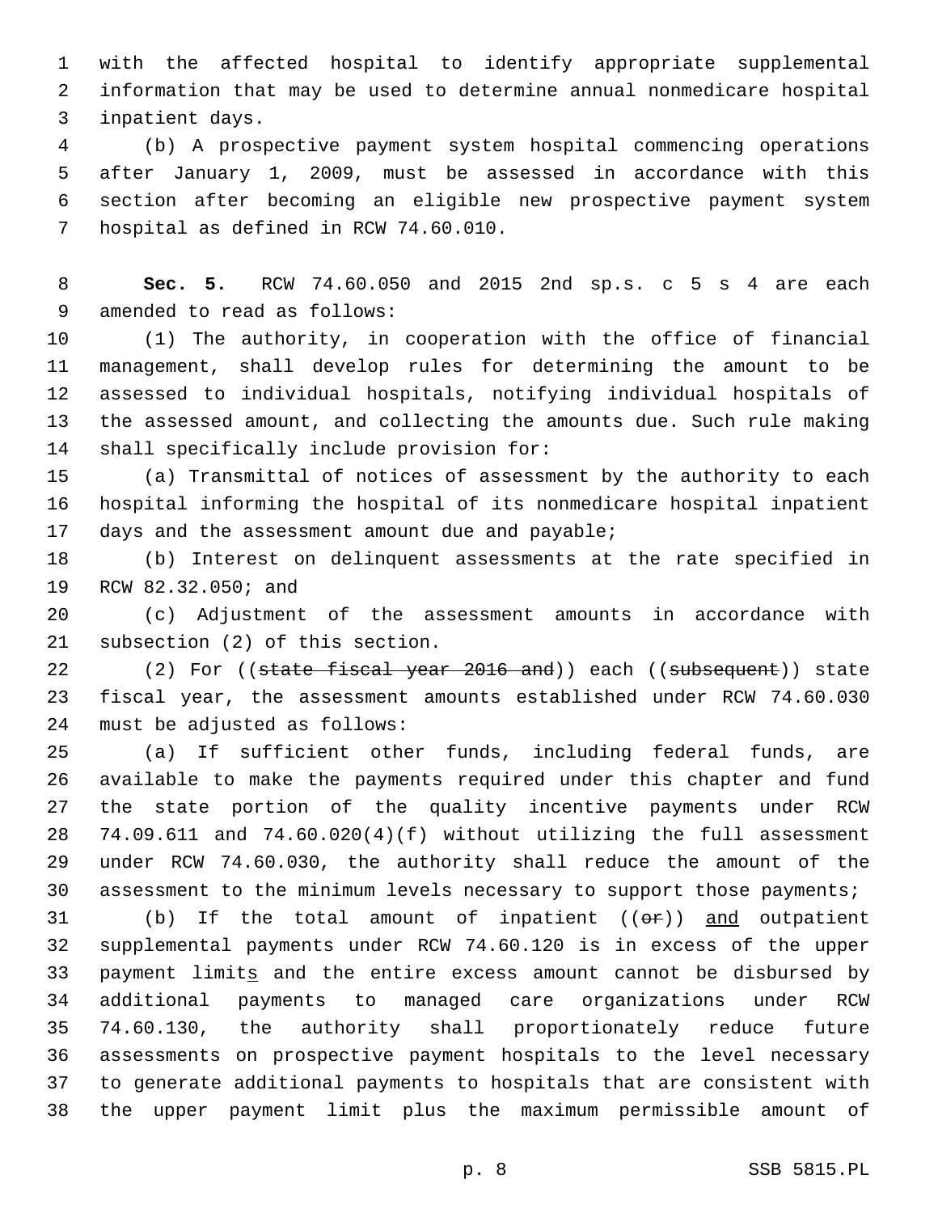with the affected hospital to identify appropriate supplemental information that may be used to determine annual nonmedicare hospital inpatient days.

(b) A prospective payment system hospital commencing operations after January 1, 2009, must be assessed in accordance with this section after becoming an eligible new prospective payment system hospital as defined in RCW 74.60.010.

**Sec. 5.** RCW 74.60.050 and 2015 2nd sp.s. c 5 s 4 are each amended to read as follows:

(1) The authority, in cooperation with the office of financial management, shall develop rules for determining the amount to be assessed to individual hospitals, notifying individual hospitals of the assessed amount, and collecting the amounts due. Such rule making shall specifically include provision for:

(a) Transmittal of notices of assessment by the authority to each hospital informing the hospital of its nonmedicare hospital inpatient days and the assessment amount due and payable;

(b) Interest on delinquent assessments at the rate specified in RCW 82.32.050; and

(c) Adjustment of the assessment amounts in accordance with subsection (2) of this section.

(2) For ((~~state fiscal year 2016 and~~)) each ((~~subsequent~~)) state fiscal year, the assessment amounts established under RCW 74.60.030 must be adjusted as follows:

(a) If sufficient other funds, including federal funds, are available to make the payments required under this chapter and fund the state portion of the quality incentive payments under RCW 74.09.611 and 74.60.020(4)(f) without utilizing the full assessment under RCW 74.60.030, the authority shall reduce the amount of the assessment to the minimum levels necessary to support those payments;

(b) If the total amount of inpatient ((~~or~~)) <u>and</u> outpatient supplemental payments under RCW 74.60.120 is in excess of the upper payment limit<u>s</u> and the entire excess amount cannot be disbursed by additional payments to managed care organizations under RCW 74.60.130, the authority shall proportionately reduce future assessments on prospective payment hospitals to the level necessary to generate additional payments to hospitals that are consistent with the upper payment limit plus the maximum permissible amount of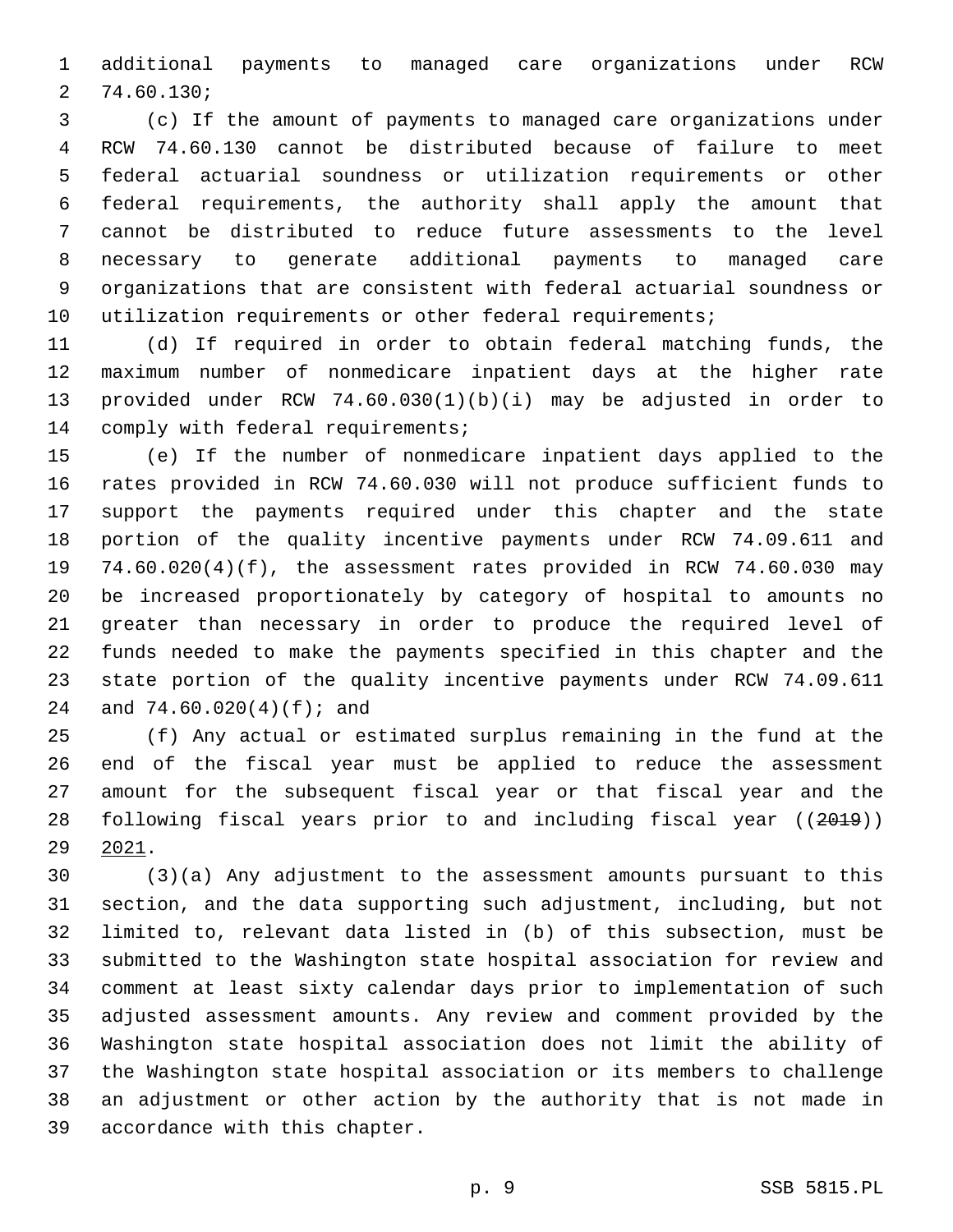additional payments to managed care organizations under RCW 74.60.130;

(c) If the amount of payments to managed care organizations under RCW 74.60.130 cannot be distributed because of failure to meet federal actuarial soundness or utilization requirements or other federal requirements, the authority shall apply the amount that cannot be distributed to reduce future assessments to the level necessary to generate additional payments to managed care organizations that are consistent with federal actuarial soundness or utilization requirements or other federal requirements;

(d) If required in order to obtain federal matching funds, the maximum number of nonmedicare inpatient days at the higher rate provided under RCW 74.60.030(1)(b)(i) may be adjusted in order to comply with federal requirements;

(e) If the number of nonmedicare inpatient days applied to the rates provided in RCW 74.60.030 will not produce sufficient funds to support the payments required under this chapter and the state portion of the quality incentive payments under RCW 74.09.611 and 74.60.020(4)(f), the assessment rates provided in RCW 74.60.030 may be increased proportionately by category of hospital to amounts no greater than necessary in order to produce the required level of funds needed to make the payments specified in this chapter and the state portion of the quality incentive payments under RCW 74.09.611 and 74.60.020(4)(f); and

(f) Any actual or estimated surplus remaining in the fund at the end of the fiscal year must be applied to reduce the assessment amount for the subsequent fiscal year or that fiscal year and the following fiscal years prior to and including fiscal year ((~~2019~~)) <u>2021</u>.

(3)(a) Any adjustment to the assessment amounts pursuant to this section, and the data supporting such adjustment, including, but not limited to, relevant data listed in (b) of this subsection, must be submitted to the Washington state hospital association for review and comment at least sixty calendar days prior to implementation of such adjusted assessment amounts. Any review and comment provided by the Washington state hospital association does not limit the ability of the Washington state hospital association or its members to challenge an adjustment or other action by the authority that is not made in accordance with this chapter.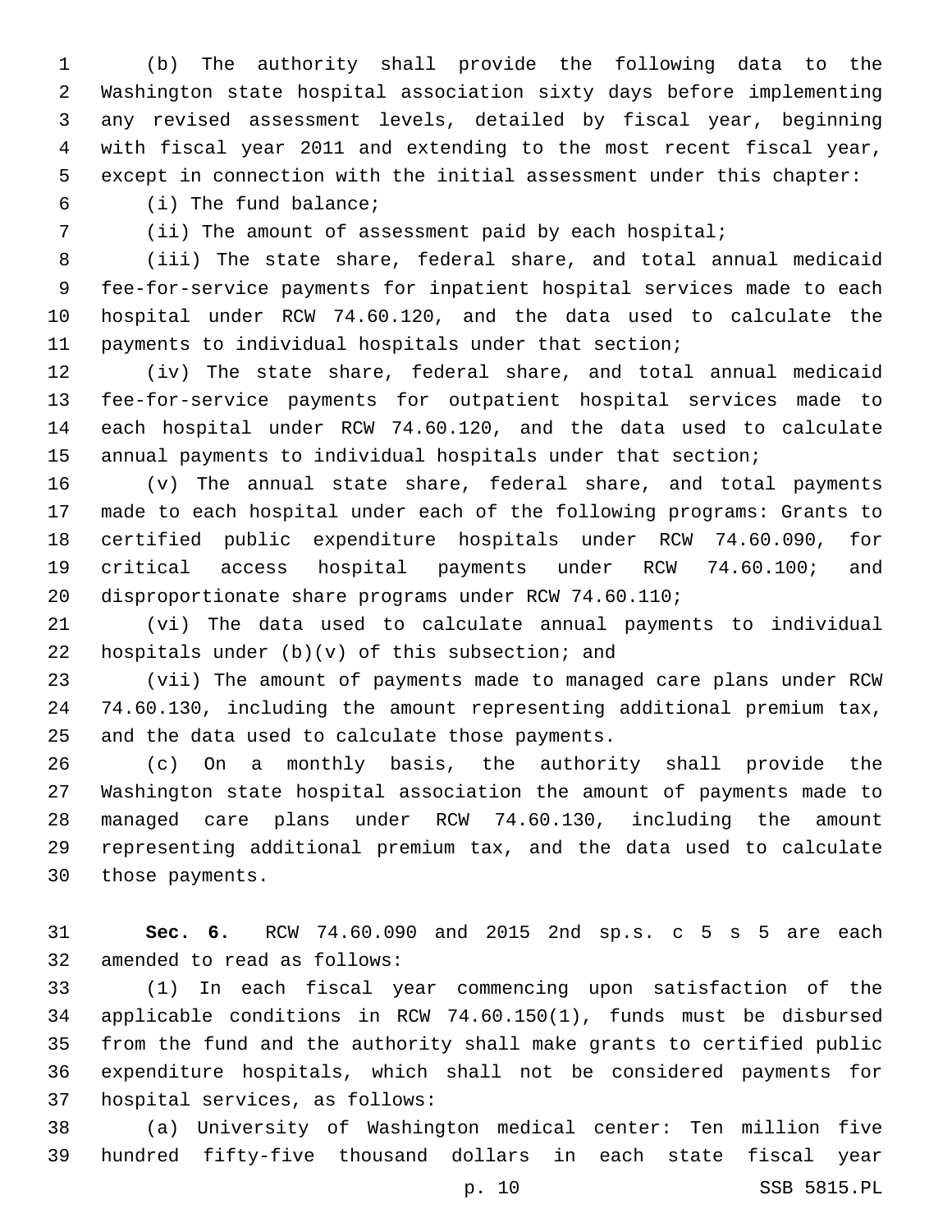(b) The authority shall provide the following data to the Washington state hospital association sixty days before implementing any revised assessment levels, detailed by fiscal year, beginning with fiscal year 2011 and extending to the most recent fiscal year, except in connection with the initial assessment under this chapter:

(i) The fund balance;

(ii) The amount of assessment paid by each hospital;

(iii) The state share, federal share, and total annual medicaid fee-for-service payments for inpatient hospital services made to each hospital under RCW 74.60.120, and the data used to calculate the payments to individual hospitals under that section;

(iv) The state share, federal share, and total annual medicaid fee-for-service payments for outpatient hospital services made to each hospital under RCW 74.60.120, and the data used to calculate annual payments to individual hospitals under that section;

(v) The annual state share, federal share, and total payments made to each hospital under each of the following programs: Grants to certified public expenditure hospitals under RCW 74.60.090, for critical access hospital payments under RCW 74.60.100; and disproportionate share programs under RCW 74.60.110;

(vi) The data used to calculate annual payments to individual hospitals under (b)(v) of this subsection; and

(vii) The amount of payments made to managed care plans under RCW 74.60.130, including the amount representing additional premium tax, and the data used to calculate those payments.

(c) On a monthly basis, the authority shall provide the Washington state hospital association the amount of payments made to managed care plans under RCW 74.60.130, including the amount representing additional premium tax, and the data used to calculate those payments.

**Sec. 6.** RCW 74.60.090 and 2015 2nd sp.s. c 5 s 5 are each amended to read as follows:

(1) In each fiscal year commencing upon satisfaction of the applicable conditions in RCW 74.60.150(1), funds must be disbursed from the fund and the authority shall make grants to certified public expenditure hospitals, which shall not be considered payments for hospital services, as follows:

(a) University of Washington medical center: Ten million five hundred fifty-five thousand dollars in each state fiscal year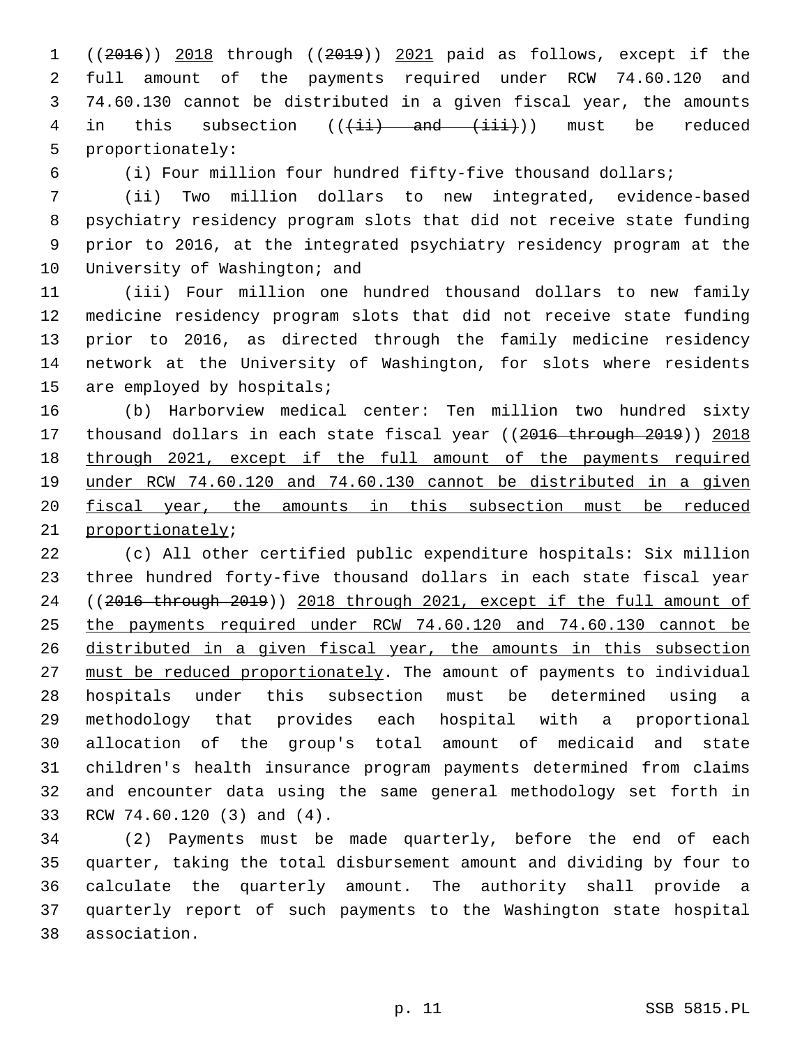((~~2016~~)) <u>2018</u> through ((~~2019~~)) <u>2021</u> paid as follows, except if the full amount of the payments required under RCW 74.60.120 and 74.60.130 cannot be distributed in a given fiscal year, the amounts in this subsection ((~~(ii) and (iii)~~)) must be reduced proportionately:

(i) Four million four hundred fifty-five thousand dollars;

(ii) Two million dollars to new integrated, evidence-based psychiatry residency program slots that did not receive state funding prior to 2016, at the integrated psychiatry residency program at the University of Washington; and

(iii) Four million one hundred thousand dollars to new family medicine residency program slots that did not receive state funding prior to 2016, as directed through the family medicine residency network at the University of Washington, for slots where residents are employed by hospitals;

(b) Harborview medical center: Ten million two hundred sixty thousand dollars in each state fiscal year ((~~2016 through 2019~~)) <u>2018 through 2021, except if the full amount of the payments required under RCW 74.60.120 and 74.60.130 cannot be distributed in a given fiscal year, the amounts in this subsection must be reduced proportionately</u>;

(c) All other certified public expenditure hospitals: Six million three hundred forty-five thousand dollars in each state fiscal year ((~~2016 through 2019~~)) <u>2018 through 2021, except if the full amount of the payments required under RCW 74.60.120 and 74.60.130 cannot be distributed in a given fiscal year, the amounts in this subsection must be reduced proportionately</u>. The amount of payments to individual hospitals under this subsection must be determined using a methodology that provides each hospital with a proportional allocation of the group's total amount of medicaid and state children's health insurance program payments determined from claims and encounter data using the same general methodology set forth in RCW 74.60.120 (3) and (4).

(2) Payments must be made quarterly, before the end of each quarter, taking the total disbursement amount and dividing by four to calculate the quarterly amount. The authority shall provide a quarterly report of such payments to the Washington state hospital association.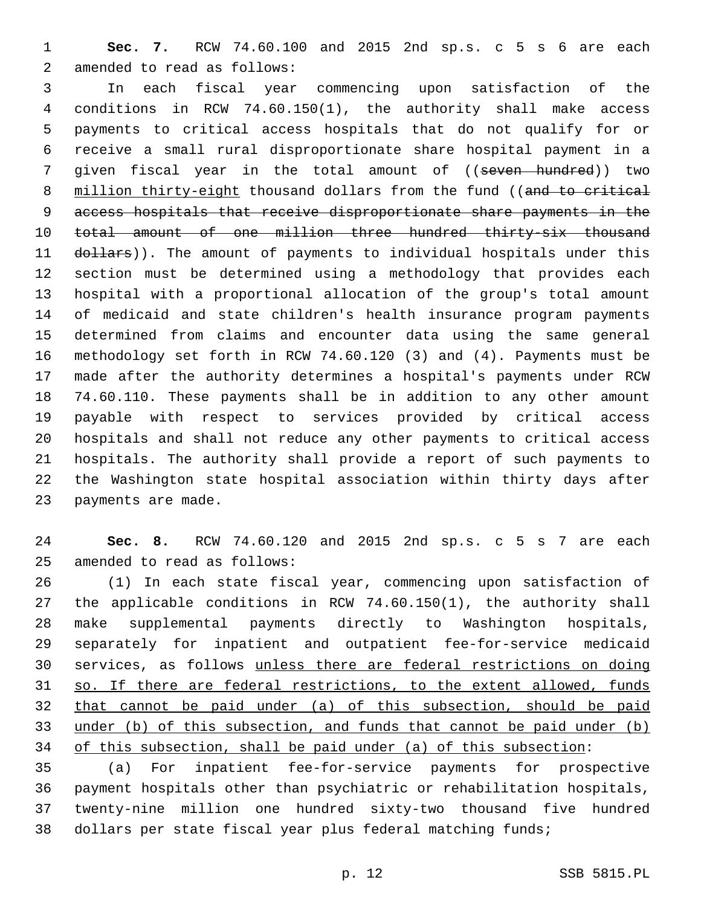**Sec. 7.** RCW 74.60.100 and 2015 2nd sp.s. c 5 s 6 are each amended to read as follows:

In each fiscal year commencing upon satisfaction of the conditions in RCW 74.60.150(1), the authority shall make access payments to critical access hospitals that do not qualify for or receive a small rural disproportionate share hospital payment in a given fiscal year in the total amount of ((~~seven hundred~~)) two million thirty-eight thousand dollars from the fund ((~~and to critical access hospitals that receive disproportionate share payments in the total amount of one million three hundred thirty-six thousand dollars~~)). The amount of payments to individual hospitals under this section must be determined using a methodology that provides each hospital with a proportional allocation of the group's total amount of medicaid and state children's health insurance program payments determined from claims and encounter data using the same general methodology set forth in RCW 74.60.120 (3) and (4). Payments must be made after the authority determines a hospital's payments under RCW 74.60.110. These payments shall be in addition to any other amount payable with respect to services provided by critical access hospitals and shall not reduce any other payments to critical access hospitals. The authority shall provide a report of such payments to the Washington state hospital association within thirty days after payments are made.

**Sec. 8.** RCW 74.60.120 and 2015 2nd sp.s. c 5 s 7 are each amended to read as follows:

(1) In each state fiscal year, commencing upon satisfaction of the applicable conditions in RCW 74.60.150(1), the authority shall make supplemental payments directly to Washington hospitals, separately for inpatient and outpatient fee-for-service medicaid services, as follows unless there are federal restrictions on doing so. If there are federal restrictions, to the extent allowed, funds that cannot be paid under (a) of this subsection, should be paid under (b) of this subsection, and funds that cannot be paid under (b) of this subsection, shall be paid under (a) of this subsection:

(a) For inpatient fee-for-service payments for prospective payment hospitals other than psychiatric or rehabilitation hospitals, twenty-nine million one hundred sixty-two thousand five hundred dollars per state fiscal year plus federal matching funds;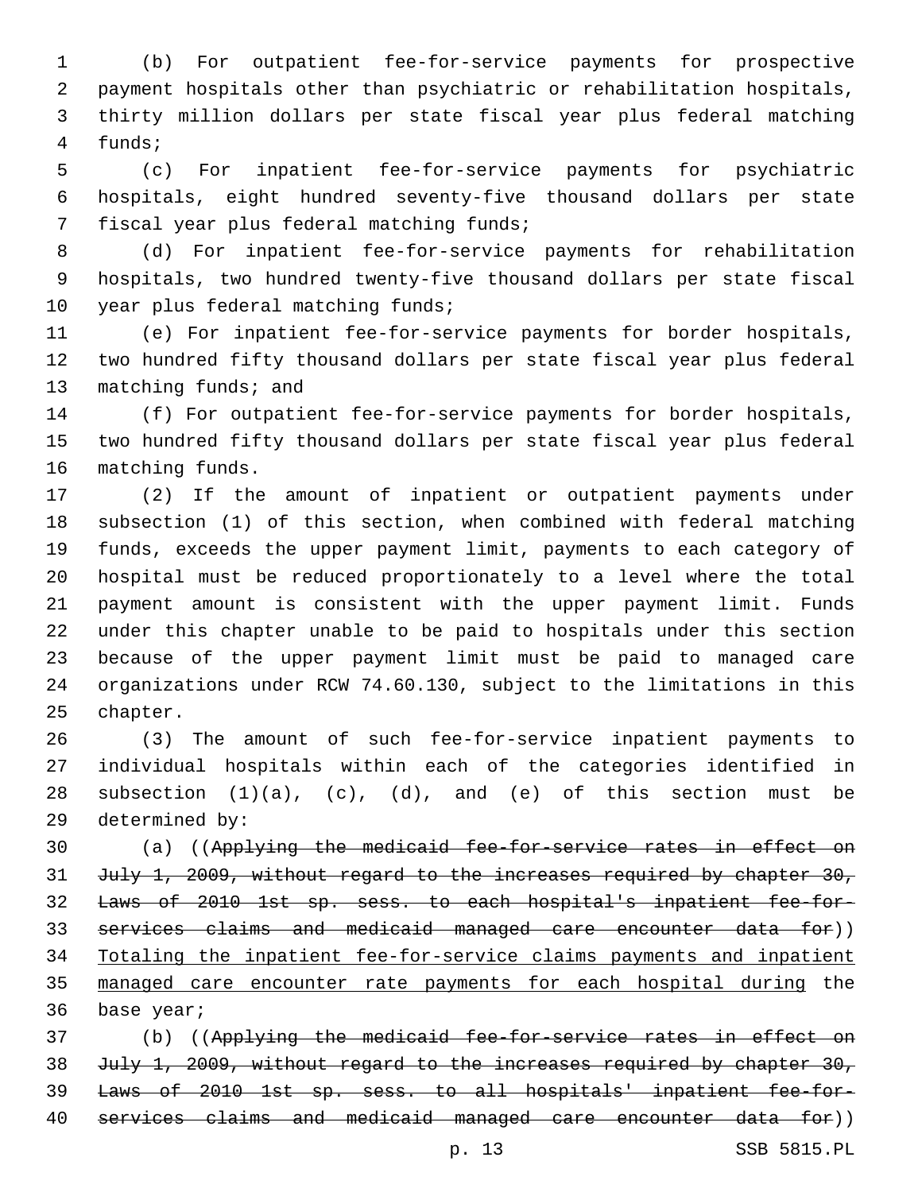(b) For outpatient fee-for-service payments for prospective payment hospitals other than psychiatric or rehabilitation hospitals, thirty million dollars per state fiscal year plus federal matching funds;

(c) For inpatient fee-for-service payments for psychiatric hospitals, eight hundred seventy-five thousand dollars per state fiscal year plus federal matching funds;

(d) For inpatient fee-for-service payments for rehabilitation hospitals, two hundred twenty-five thousand dollars per state fiscal year plus federal matching funds;

(e) For inpatient fee-for-service payments for border hospitals, two hundred fifty thousand dollars per state fiscal year plus federal matching funds; and

(f) For outpatient fee-for-service payments for border hospitals, two hundred fifty thousand dollars per state fiscal year plus federal matching funds.

(2) If the amount of inpatient or outpatient payments under subsection (1) of this section, when combined with federal matching funds, exceeds the upper payment limit, payments to each category of hospital must be reduced proportionately to a level where the total payment amount is consistent with the upper payment limit. Funds under this chapter unable to be paid to hospitals under this section because of the upper payment limit must be paid to managed care organizations under RCW 74.60.130, subject to the limitations in this chapter.

(3) The amount of such fee-for-service inpatient payments to individual hospitals within each of the categories identified in subsection (1)(a), (c), (d), and (e) of this section must be determined by:

(a) ((~~Applying the medicaid fee-for-service rates in effect on July 1, 2009, without regard to the increases required by chapter 30, Laws of 2010 1st sp. sess. to each hospital's inpatient fee-for-services claims and medicaid managed care encounter data for~~)) <u>Totaling the inpatient fee-for-service claims payments and inpatient managed care encounter rate payments for each hospital during</u> the base year;

(b) ((~~Applying the medicaid fee-for-service rates in effect on July 1, 2009, without regard to the increases required by chapter 30, Laws of 2010 1st sp. sess. to all hospitals' inpatient fee-for-services claims and medicaid managed care encounter data for~~))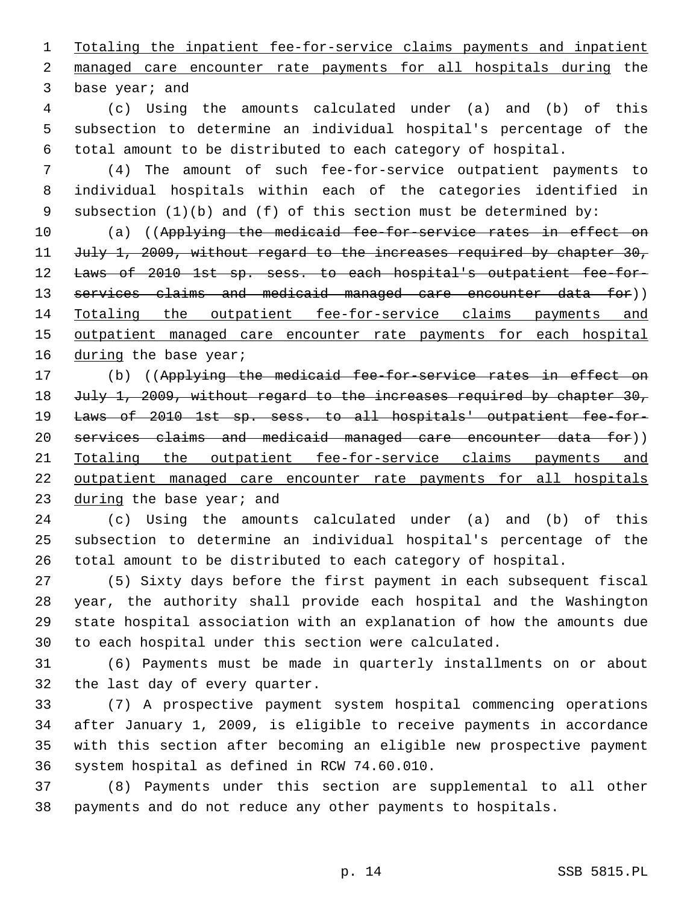Totaling the inpatient fee-for-service claims payments and inpatient managed care encounter rate payments for all hospitals during the base year; and

(c) Using the amounts calculated under (a) and (b) of this subsection to determine an individual hospital's percentage of the total amount to be distributed to each category of hospital.

(4) The amount of such fee-for-service outpatient payments to individual hospitals within each of the categories identified in subsection (1)(b) and (f) of this section must be determined by:

(a) ((~~Applying the medicaid fee-for-service rates in effect on July 1, 2009, without regard to the increases required by chapter 30, Laws of 2010 1st sp. sess. to each hospital's outpatient fee-for-services claims and medicaid managed care encounter data for~~)) Totaling the outpatient fee-for-service claims payments and outpatient managed care encounter rate payments for each hospital during the base year;

(b) ((~~Applying the medicaid fee-for-service rates in effect on July 1, 2009, without regard to the increases required by chapter 30, Laws of 2010 1st sp. sess. to all hospitals' outpatient fee-for-services claims and medicaid managed care encounter data for~~)) Totaling the outpatient fee-for-service claims payments and outpatient managed care encounter rate payments for all hospitals during the base year; and

(c) Using the amounts calculated under (a) and (b) of this subsection to determine an individual hospital's percentage of the total amount to be distributed to each category of hospital.

(5) Sixty days before the first payment in each subsequent fiscal year, the authority shall provide each hospital and the Washington state hospital association with an explanation of how the amounts due to each hospital under this section were calculated.

(6) Payments must be made in quarterly installments on or about the last day of every quarter.

(7) A prospective payment system hospital commencing operations after January 1, 2009, is eligible to receive payments in accordance with this section after becoming an eligible new prospective payment system hospital as defined in RCW 74.60.010.

(8) Payments under this section are supplemental to all other payments and do not reduce any other payments to hospitals.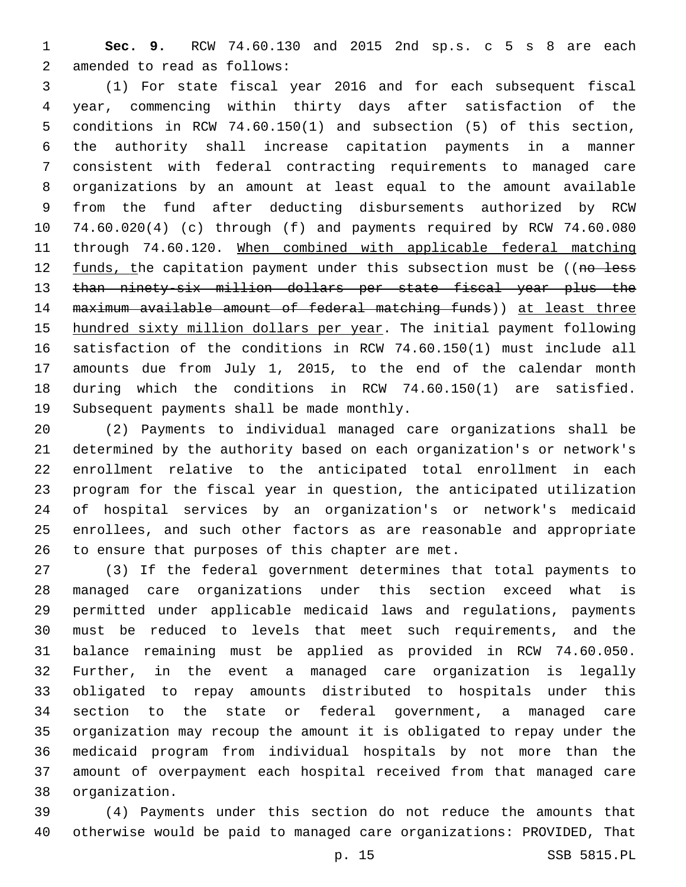**Sec. 9.** RCW 74.60.130 and 2015 2nd sp.s. c 5 s 8 are each amended to read as follows:

(1) For state fiscal year 2016 and for each subsequent fiscal year, commencing within thirty days after satisfaction of the conditions in RCW 74.60.150(1) and subsection (5) of this section, the authority shall increase capitation payments in a manner consistent with federal contracting requirements to managed care organizations by an amount at least equal to the amount available from the fund after deducting disbursements authorized by RCW 74.60.020(4) (c) through (f) and payments required by RCW 74.60.080 through 74.60.120. When combined with applicable federal matching funds, the capitation payment under this subsection must be ((~~no less than ninety-six million dollars per state fiscal year plus the maximum available amount of federal matching funds~~)) at least three hundred sixty million dollars per year. The initial payment following satisfaction of the conditions in RCW 74.60.150(1) must include all amounts due from July 1, 2015, to the end of the calendar month during which the conditions in RCW 74.60.150(1) are satisfied. Subsequent payments shall be made monthly.

(2) Payments to individual managed care organizations shall be determined by the authority based on each organization's or network's enrollment relative to the anticipated total enrollment in each program for the fiscal year in question, the anticipated utilization of hospital services by an organization's or network's medicaid enrollees, and such other factors as are reasonable and appropriate to ensure that purposes of this chapter are met.

(3) If the federal government determines that total payments to managed care organizations under this section exceed what is permitted under applicable medicaid laws and regulations, payments must be reduced to levels that meet such requirements, and the balance remaining must be applied as provided in RCW 74.60.050. Further, in the event a managed care organization is legally obligated to repay amounts distributed to hospitals under this section to the state or federal government, a managed care organization may recoup the amount it is obligated to repay under the medicaid program from individual hospitals by not more than the amount of overpayment each hospital received from that managed care organization.

(4) Payments under this section do not reduce the amounts that otherwise would be paid to managed care organizations: PROVIDED, That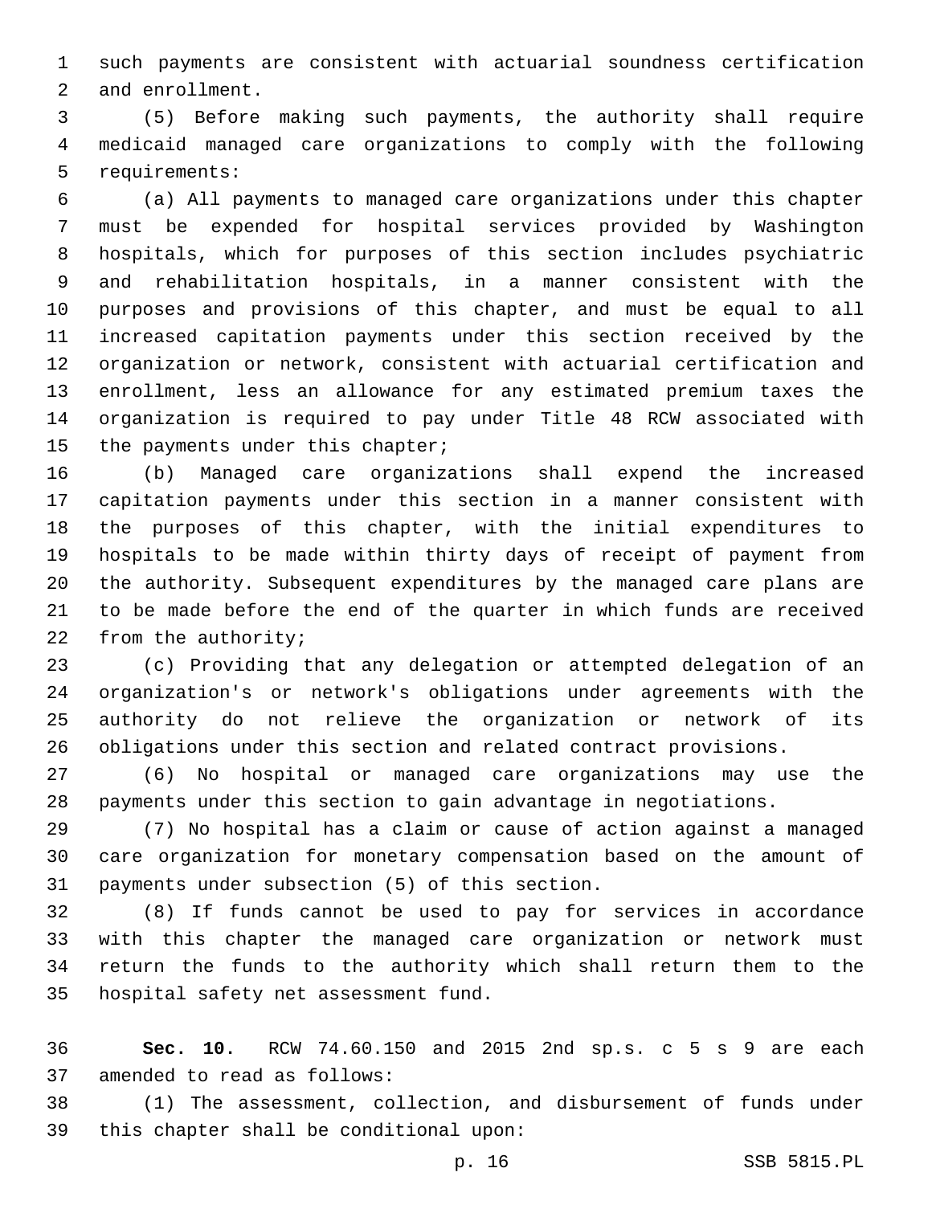such payments are consistent with actuarial soundness certification and enrollment.

(5) Before making such payments, the authority shall require medicaid managed care organizations to comply with the following requirements:

(a) All payments to managed care organizations under this chapter must be expended for hospital services provided by Washington hospitals, which for purposes of this section includes psychiatric and rehabilitation hospitals, in a manner consistent with the purposes and provisions of this chapter, and must be equal to all increased capitation payments under this section received by the organization or network, consistent with actuarial certification and enrollment, less an allowance for any estimated premium taxes the organization is required to pay under Title 48 RCW associated with the payments under this chapter;

(b) Managed care organizations shall expend the increased capitation payments under this section in a manner consistent with the purposes of this chapter, with the initial expenditures to hospitals to be made within thirty days of receipt of payment from the authority. Subsequent expenditures by the managed care plans are to be made before the end of the quarter in which funds are received from the authority;

(c) Providing that any delegation or attempted delegation of an organization's or network's obligations under agreements with the authority do not relieve the organization or network of its obligations under this section and related contract provisions.

(6) No hospital or managed care organizations may use the payments under this section to gain advantage in negotiations.

(7) No hospital has a claim or cause of action against a managed care organization for monetary compensation based on the amount of payments under subsection (5) of this section.

(8) If funds cannot be used to pay for services in accordance with this chapter the managed care organization or network must return the funds to the authority which shall return them to the hospital safety net assessment fund.

**Sec. 10.** RCW 74.60.150 and 2015 2nd sp.s. c 5 s 9 are each amended to read as follows:

(1) The assessment, collection, and disbursement of funds under this chapter shall be conditional upon: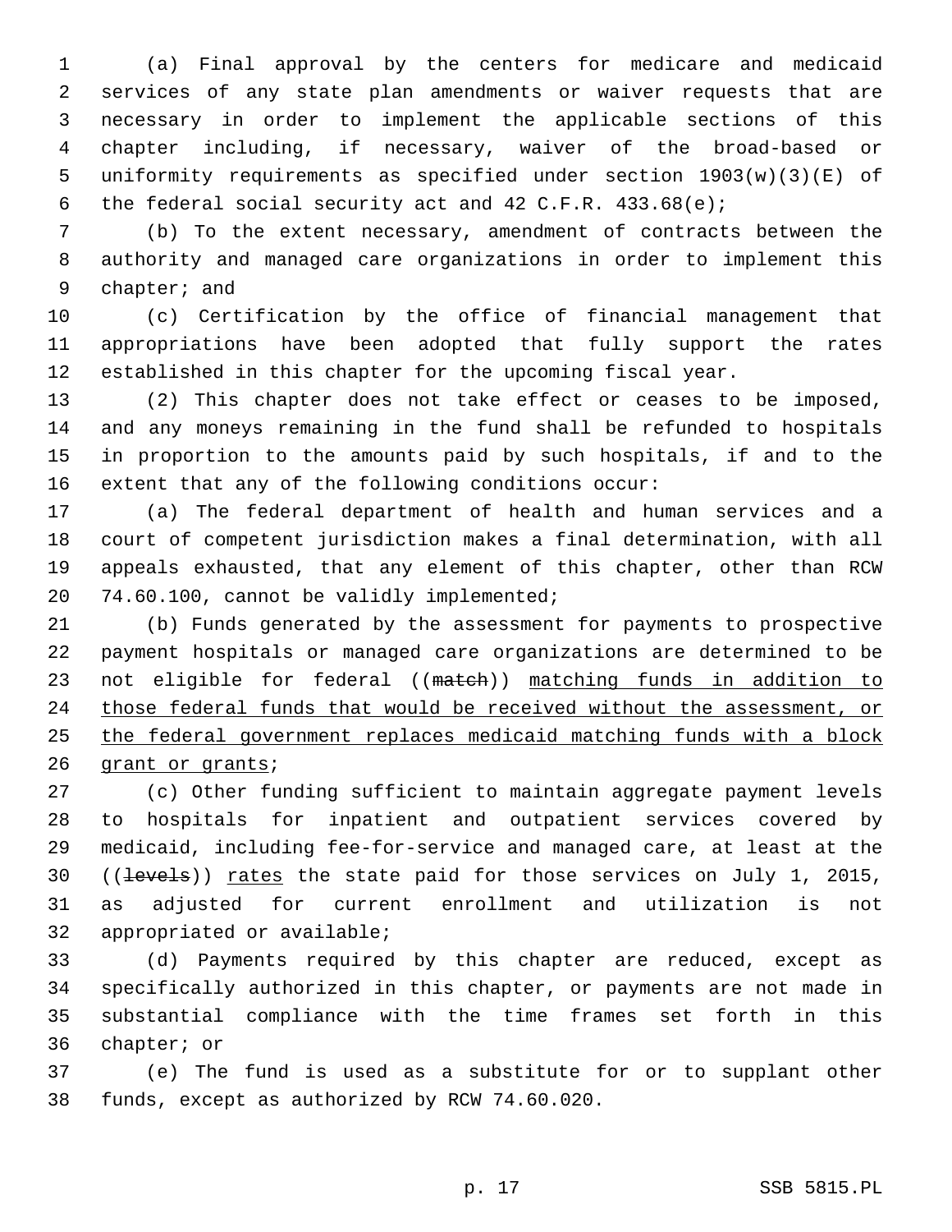(a) Final approval by the centers for medicare and medicaid services of any state plan amendments or waiver requests that are necessary in order to implement the applicable sections of this chapter including, if necessary, waiver of the broad-based or uniformity requirements as specified under section 1903(w)(3)(E) of the federal social security act and 42 C.F.R. 433.68(e);

(b) To the extent necessary, amendment of contracts between the authority and managed care organizations in order to implement this chapter; and

(c) Certification by the office of financial management that appropriations have been adopted that fully support the rates established in this chapter for the upcoming fiscal year.

(2) This chapter does not take effect or ceases to be imposed, and any moneys remaining in the fund shall be refunded to hospitals in proportion to the amounts paid by such hospitals, if and to the extent that any of the following conditions occur:

(a) The federal department of health and human services and a court of competent jurisdiction makes a final determination, with all appeals exhausted, that any element of this chapter, other than RCW 74.60.100, cannot be validly implemented;

(b) Funds generated by the assessment for payments to prospective payment hospitals or managed care organizations are determined to be not eligible for federal ((~~match~~)) <u>matching funds in addition to those federal funds that would be received without the assessment, or the federal government replaces medicaid matching funds with a block grant or grants</u>;

(c) Other funding sufficient to maintain aggregate payment levels to hospitals for inpatient and outpatient services covered by medicaid, including fee-for-service and managed care, at least at the ((~~levels~~)) <u>rates</u> the state paid for those services on July 1, 2015, as adjusted for current enrollment and utilization is not appropriated or available;

(d) Payments required by this chapter are reduced, except as specifically authorized in this chapter, or payments are not made in substantial compliance with the time frames set forth in this chapter; or

(e) The fund is used as a substitute for or to supplant other funds, except as authorized by RCW 74.60.020.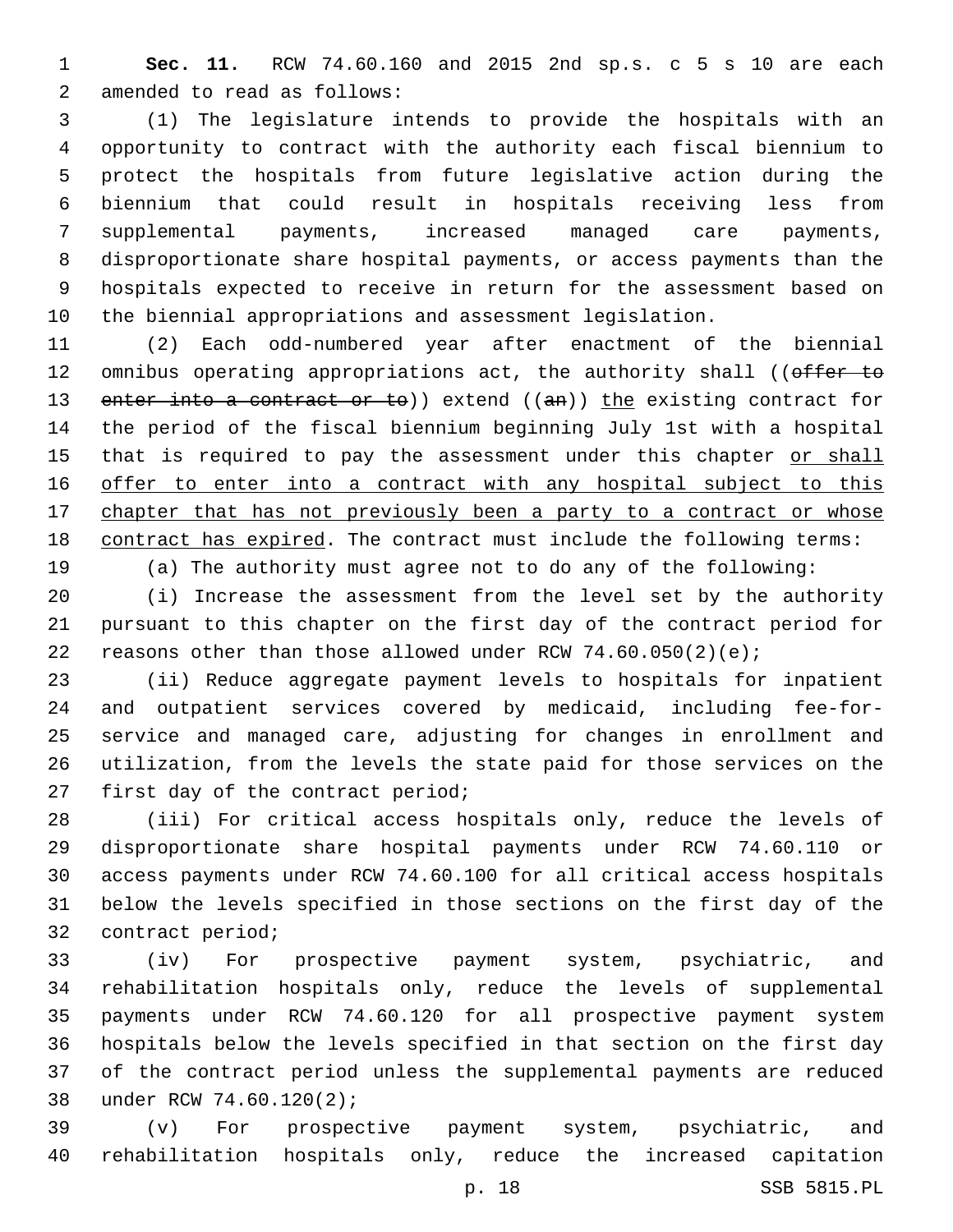**Sec. 11.** RCW 74.60.160 and 2015 2nd sp.s. c 5 s 10 are each amended to read as follows:

(1) The legislature intends to provide the hospitals with an opportunity to contract with the authority each fiscal biennium to protect the hospitals from future legislative action during the biennium that could result in hospitals receiving less from supplemental payments, increased managed care payments, disproportionate share hospital payments, or access payments than the hospitals expected to receive in return for the assessment based on the biennial appropriations and assessment legislation.

(2) Each odd-numbered year after enactment of the biennial omnibus operating appropriations act, the authority shall ((~~offer to enter into a contract or to~~)) extend ((~~an~~)) <u>the</u> existing contract for the period of the fiscal biennium beginning July 1st with a hospital that is required to pay the assessment under this chapter <u>or shall offer to enter into a contract with any hospital subject to this chapter that has not previously been a party to a contract or whose contract has expired</u>. The contract must include the following terms:

(a) The authority must agree not to do any of the following:

(i) Increase the assessment from the level set by the authority pursuant to this chapter on the first day of the contract period for reasons other than those allowed under RCW 74.60.050(2)(e);

(ii) Reduce aggregate payment levels to hospitals for inpatient and outpatient services covered by medicaid, including fee-for-service and managed care, adjusting for changes in enrollment and utilization, from the levels the state paid for those services on the first day of the contract period;

(iii) For critical access hospitals only, reduce the levels of disproportionate share hospital payments under RCW 74.60.110 or access payments under RCW 74.60.100 for all critical access hospitals below the levels specified in those sections on the first day of the contract period;

(iv) For prospective payment system, psychiatric, and rehabilitation hospitals only, reduce the levels of supplemental payments under RCW 74.60.120 for all prospective payment system hospitals below the levels specified in that section on the first day of the contract period unless the supplemental payments are reduced under RCW 74.60.120(2);

(v) For prospective payment system, psychiatric, and rehabilitation hospitals only, reduce the increased capitation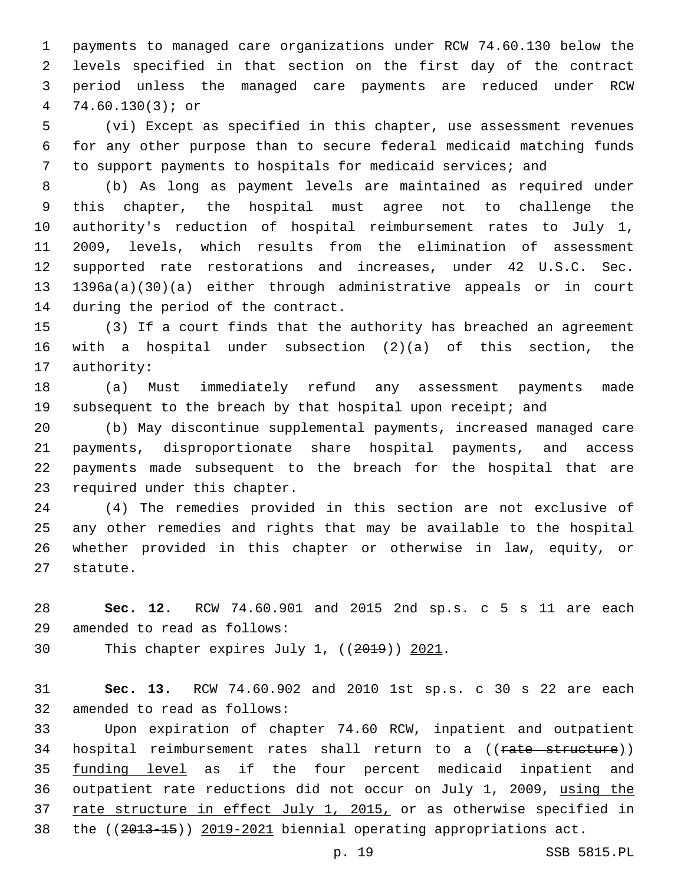payments to managed care organizations under RCW 74.60.130 below the levels specified in that section on the first day of the contract period unless the managed care payments are reduced under RCW 74.60.130(3); or

(vi) Except as specified in this chapter, use assessment revenues for any other purpose than to secure federal medicaid matching funds to support payments to hospitals for medicaid services; and

(b) As long as payment levels are maintained as required under this chapter, the hospital must agree not to challenge the authority's reduction of hospital reimbursement rates to July 1, 2009, levels, which results from the elimination of assessment supported rate restorations and increases, under 42 U.S.C. Sec. 1396a(a)(30)(a) either through administrative appeals or in court during the period of the contract.

(3) If a court finds that the authority has breached an agreement with a hospital under subsection (2)(a) of this section, the authority:

(a) Must immediately refund any assessment payments made subsequent to the breach by that hospital upon receipt; and

(b) May discontinue supplemental payments, increased managed care payments, disproportionate share hospital payments, and access payments made subsequent to the breach for the hospital that are required under this chapter.

(4) The remedies provided in this section are not exclusive of any other remedies and rights that may be available to the hospital whether provided in this chapter or otherwise in law, equity, or statute.

**Sec. 12.** RCW 74.60.901 and 2015 2nd sp.s. c 5 s 11 are each amended to read as follows:

This chapter expires July 1, ((~~2019~~)) <u>2021</u>.

**Sec. 13.** RCW 74.60.902 and 2010 1st sp.s. c 30 s 22 are each amended to read as follows:

Upon expiration of chapter 74.60 RCW, inpatient and outpatient hospital reimbursement rates shall return to a ((~~rate structure~~)) <u>funding level</u> as if the four percent medicaid inpatient and outpatient rate reductions did not occur on July 1, 2009, <u>using the rate structure in effect July 1, 2015,</u> or as otherwise specified in the ((~~2013-15~~)) <u>2019-2021</u> biennial operating appropriations act.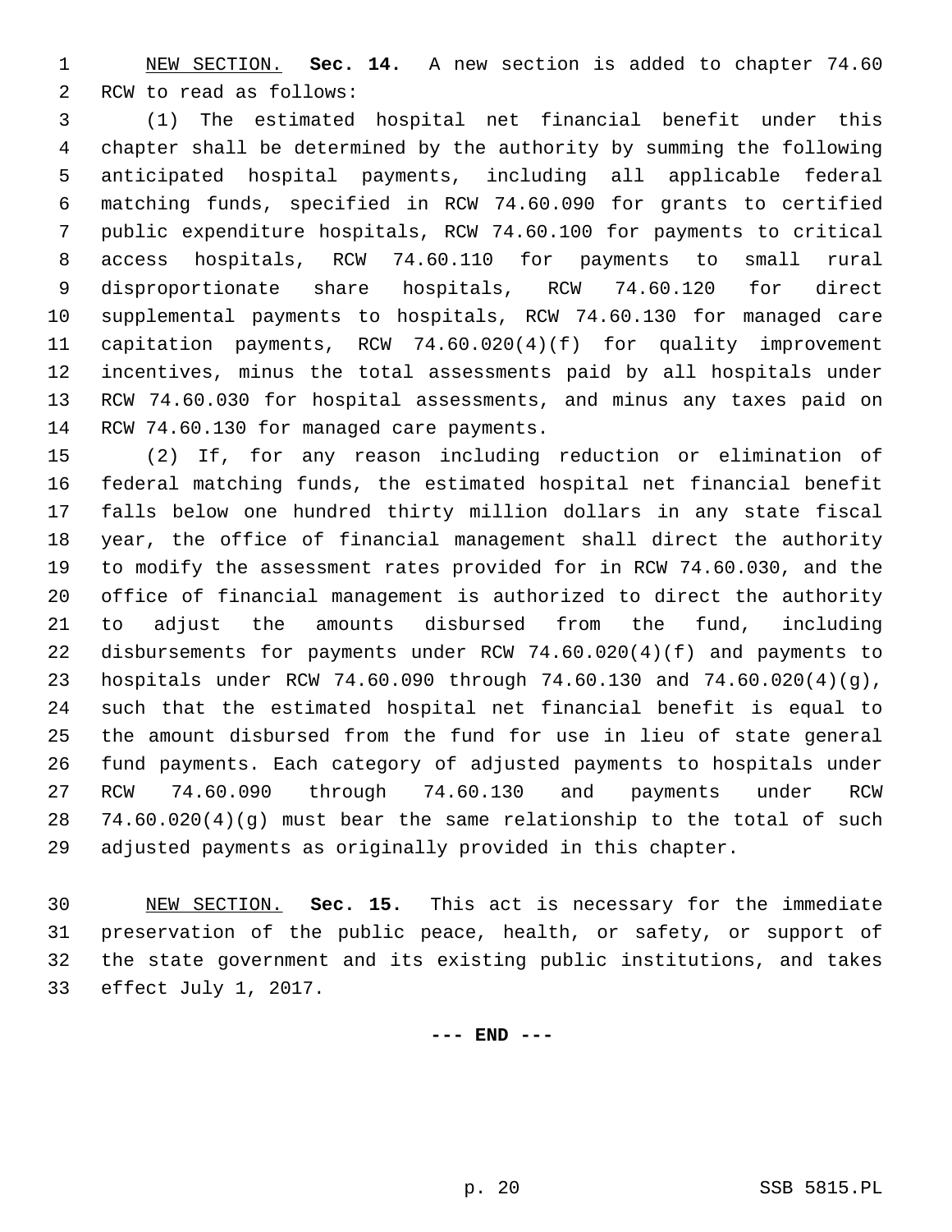NEW SECTION. **Sec. 14.** A new section is added to chapter 74.60 RCW to read as follows:

(1) The estimated hospital net financial benefit under this chapter shall be determined by the authority by summing the following anticipated hospital payments, including all applicable federal matching funds, specified in RCW 74.60.090 for grants to certified public expenditure hospitals, RCW 74.60.100 for payments to critical access hospitals, RCW 74.60.110 for payments to small rural disproportionate share hospitals, RCW 74.60.120 for direct supplemental payments to hospitals, RCW 74.60.130 for managed care capitation payments, RCW 74.60.020(4)(f) for quality improvement incentives, minus the total assessments paid by all hospitals under RCW 74.60.030 for hospital assessments, and minus any taxes paid on RCW 74.60.130 for managed care payments.

(2) If, for any reason including reduction or elimination of federal matching funds, the estimated hospital net financial benefit falls below one hundred thirty million dollars in any state fiscal year, the office of financial management shall direct the authority to modify the assessment rates provided for in RCW 74.60.030, and the office of financial management is authorized to direct the authority to adjust the amounts disbursed from the fund, including disbursements for payments under RCW 74.60.020(4)(f) and payments to hospitals under RCW 74.60.090 through 74.60.130 and 74.60.020(4)(g), such that the estimated hospital net financial benefit is equal to the amount disbursed from the fund for use in lieu of state general fund payments. Each category of adjusted payments to hospitals under RCW 74.60.090 through 74.60.130 and payments under RCW 74.60.020(4)(g) must bear the same relationship to the total of such adjusted payments as originally provided in this chapter.

NEW SECTION. **Sec. 15.** This act is necessary for the immediate preservation of the public peace, health, or safety, or support of the state government and its existing public institutions, and takes effect July 1, 2017.

**--- END ---**